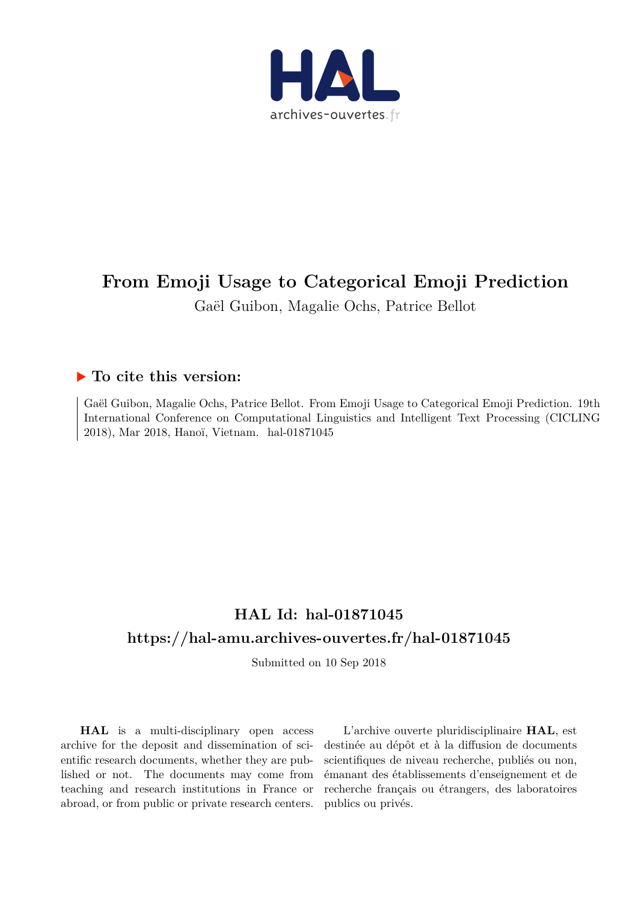# From Emoji Usage to Categorical Emoji Prediction

Gaël Guibon, Magalie Ochs, Patrice Bellot

## ▶ To cite this version:

Gaël Guibon, Magalie Ochs, Patrice Bellot. From Emoji Usage to Categorical Emoji Prediction. 19th International Conference on Computational Linguistics and Intelligent Text Processing (CICLING 2018), Mar 2018, Hanoï, Vietnam. hal-01871045

## HAL Id: hal-01871045
## https://hal-amu.archives-ouvertes.fr/hal-01871045

Submitted on 10 Sep 2018

**HAL** is a multi-disciplinary open access archive for the deposit and dissemination of scientific research documents, whether they are published or not. The documents may come from teaching and research institutions in France or abroad, or from public or private research centers.

L'archive ouverte pluridisciplinaire **HAL**, est destinée au dépôt et à la diffusion de documents scientifiques de niveau recherche, publiés ou non, émanant des établissements d'enseignement et de recherche français ou étrangers, des laboratoires publics ou privés.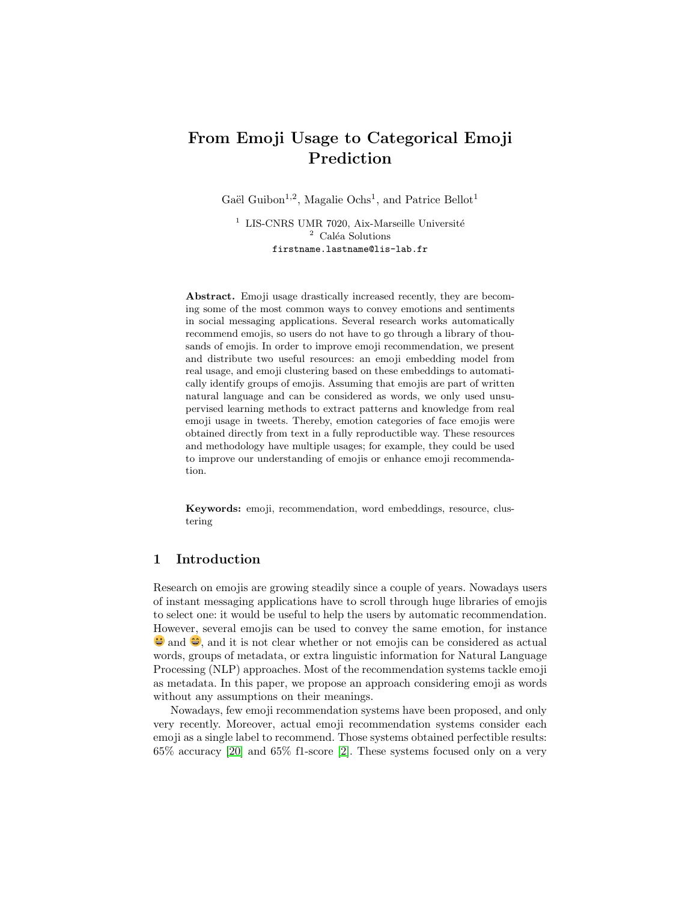# From Emoji Usage to Categorical Emoji Prediction

Gaël Guibon[1,2], Magalie Ochs[1], and Patrice Bellot[1]

[1] LIS-CNRS UMR 7020, Aix-Marseille Université
[2] Caléa Solutions
firstname.lastname@lis-lab.fr

**Abstract.** Emoji usage drastically increased recently, they are becoming some of the most common ways to convey emotions and sentiments in social messaging applications. Several research works automatically recommend emojis, so users do not have to go through a library of thousands of emojis. In order to improve emoji recommendation, we present and distribute two useful resources: an emoji embedding model from real usage, and emoji clustering based on these embeddings to automatically identify groups of emojis. Assuming that emojis are part of written natural language and can be considered as words, we only used unsupervised learning methods to extract patterns and knowledge from real emoji usage in tweets. Thereby, emotion categories of face emojis were obtained directly from text in a fully reproductible way. These resources and methodology have multiple usages; for example, they could be used to improve our understanding of emojis or enhance emoji recommendation.

**Keywords:** emoji, recommendation, word embeddings, resource, clustering

## 1 Introduction

Research on emojis are growing steadily since a couple of years. Nowadays users of instant messaging applications have to scroll through huge libraries of emojis to select one: it would be useful to help the users by automatic recommendation. However, several emojis can be used to convey the same emotion, for instance 😀 and 😄, and it is not clear whether or not emojis can be considered as actual words, groups of metadata, or extra linguistic information for Natural Language Processing (NLP) approaches. Most of the recommendation systems tackle emoji as metadata. In this paper, we propose an approach considering emoji as words without any assumptions on their meanings.

Nowadays, few emoji recommendation systems have been proposed, and only very recently. Moreover, actual emoji recommendation systems consider each emoji as a single label to recommend. Those systems obtained perfectible results: 65% accuracy [20] and 65% f1-score [2]. These systems focused only on a very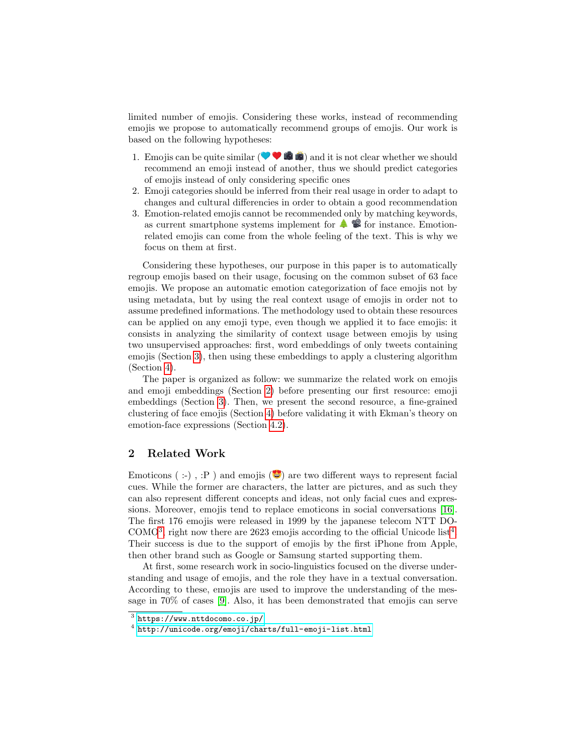limited number of emojis. Considering these works, instead of recommending emojis we propose to automatically recommend groups of emojis. Our work is based on the following hypotheses:

1. Emojis can be quite similar (💙❤️📷📸) and it is not clear whether we should recommend an emoji instead of another, thus we should predict categories of emojis instead of only considering specific ones
2. Emoji categories should be inferred from their real usage in order to adapt to changes and cultural differencies in order to obtain a good recommendation
3. Emotion-related emojis cannot be recommended only by matching keywords, as current smartphone systems implement for 🌲 📽 for instance. Emotion-related emojis can come from the whole feeling of the text. This is why we focus on them at first.

Considering these hypotheses, our purpose in this paper is to automatically regroup emojis based on their usage, focusing on the common subset of 63 face emojis. We propose an automatic emotion categorization of face emojis not by using metadata, but by using the real context usage of emojis in order not to assume predefined informations. The methodology used to obtain these resources can be applied on any emoji type, even though we applied it to face emojis: it consists in analyzing the similarity of context usage between emojis by using two unsupervised approaches: first, word embeddings of only tweets containing emojis (Section 3), then using these embeddings to apply a clustering algorithm (Section 4).

The paper is organized as follow: we summarize the related work on emojis and emoji embeddings (Section 2) before presenting our first resource: emoji embeddings (Section 3). Then, we present the second resource, a fine-grained clustering of face emojis (Section 4) before validating it with Ekman's theory on emotion-face expressions (Section 4.2).

## 2 Related Work

Emoticons ( :-) , :P ) and emojis (😍) are two different ways to represent facial cues. While the former are characters, the latter are pictures, and as such they can also represent different concepts and ideas, not only facial cues and expressions. Moreover, emojis tend to replace emoticons in social conversations [16]. The first 176 emojis were released in 1999 by the japanese telecom NTT DOCOMO[3], right now there are 2623 emojis according to the official Unicode list[4]. Their success is due to the support of emojis by the first iPhone from Apple, then other brand such as Google or Samsung started supporting them.

At first, some research work in socio-linguistics focused on the diverse understanding and usage of emojis, and the role they have in a textual conversation. According to these, emojis are used to improve the understanding of the message in 70% of cases [9]. Also, it has been demonstrated that emojis can serve

[3] https://www.nttdocomo.co.jp/

[4] http://unicode.org/emoji/charts/full-emoji-list.html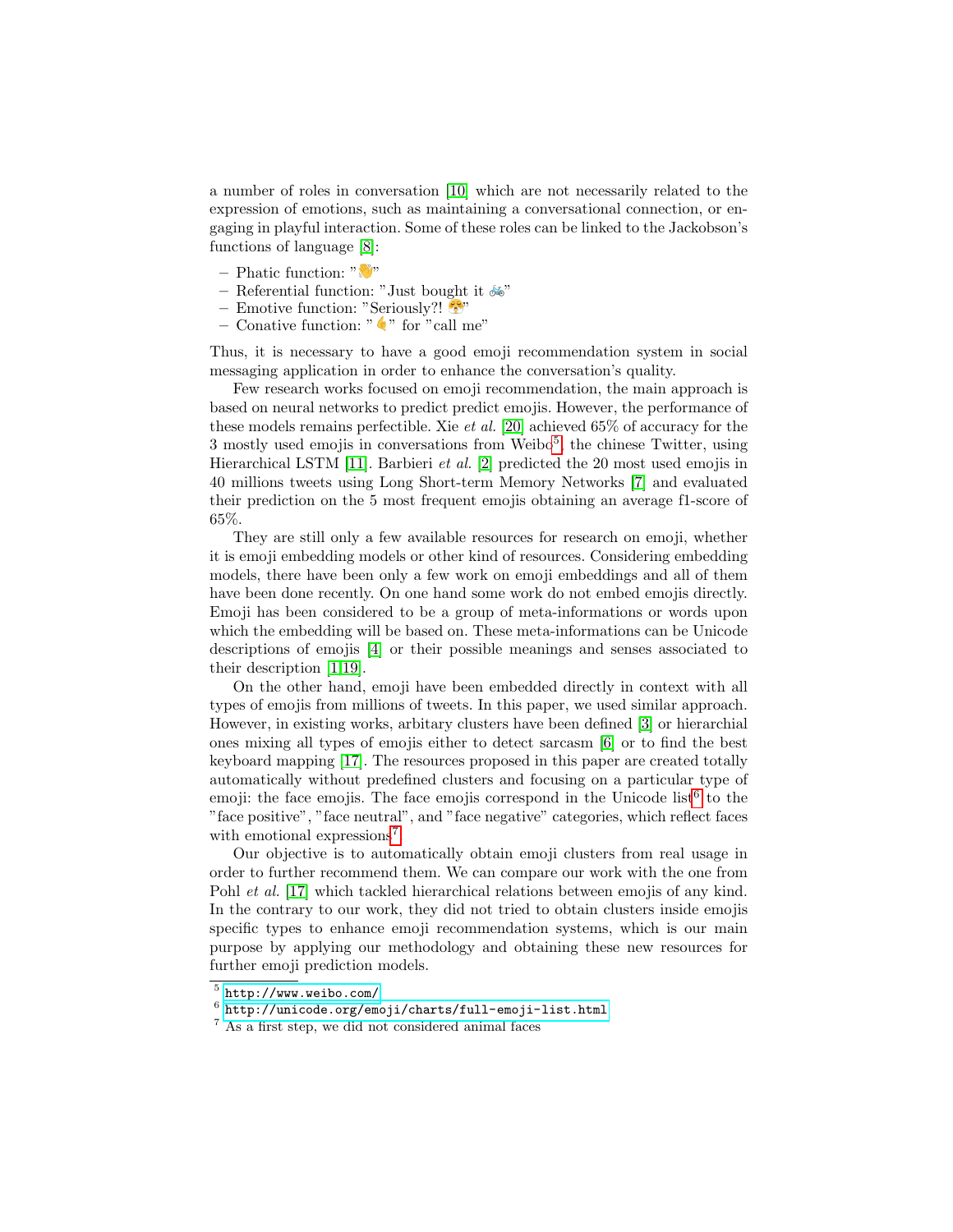a number of roles in conversation [10] which are not necessarily related to the expression of emotions, such as maintaining a conversational connection, or engaging in playful interaction. Some of these roles can be linked to the Jackobson's functions of language [8]:

– Phatic function: "👋"
– Referential function: "Just bought it 🚲"
– Emotive function: "Seriously?! 😤"
– Conative function: "🤙" for "call me"

Thus, it is necessary to have a good emoji recommendation system in social messaging application in order to enhance the conversation's quality.

Few research works focused on emoji recommendation, the main approach is based on neural networks to predict predict emojis. However, the performance of these models remains perfectible. Xie *et al.* [20] achieved 65% of accuracy for the 3 mostly used emojis in conversations from Weibo[5], the chinese Twitter, using Hierarchical LSTM [11]. Barbieri *et al.* [2] predicted the 20 most used emojis in 40 millions tweets using Long Short-term Memory Networks [7] and evaluated their prediction on the 5 most frequent emojis obtaining an average f1-score of 65%.

They are still only a few available resources for research on emoji, whether it is emoji embedding models or other kind of resources. Considering embedding models, there have been only a few work on emoji embeddings and all of them have been done recently. On one hand some work do not embed emojis directly. Emoji has been considered to be a group of meta-informations or words upon which the embedding will be based on. These meta-informations can be Unicode descriptions of emojis [4] or their possible meanings and senses associated to their description [1,19].

On the other hand, emoji have been embedded directly in context with all types of emojis from millions of tweets. In this paper, we used similar approach. However, in existing works, arbitary clusters have been defined [3] or hierarchial ones mixing all types of emojis either to detect sarcasm [6] or to find the best keyboard mapping [17]. The resources proposed in this paper are created totally automatically without predefined clusters and focusing on a particular type of emoji: the face emojis. The face emojis correspond in the Unicode list[6] to the "face positive", "face neutral", and "face negative" categories, which reflect faces with emotional expressions[7].

Our objective is to automatically obtain emoji clusters from real usage in order to further recommend them. We can compare our work with the one from Pohl *et al.* [17] which tackled hierarchical relations between emojis of any kind. In the contrary to our work, they did not tried to obtain clusters inside emojis specific types to enhance emoji recommendation systems, which is our main purpose by applying our methodology and obtaining these new resources for further emoji prediction models.

[5] http://www.weibo.com/
[6] http://unicode.org/emoji/charts/full-emoji-list.html
[7] As a first step, we did not considered animal faces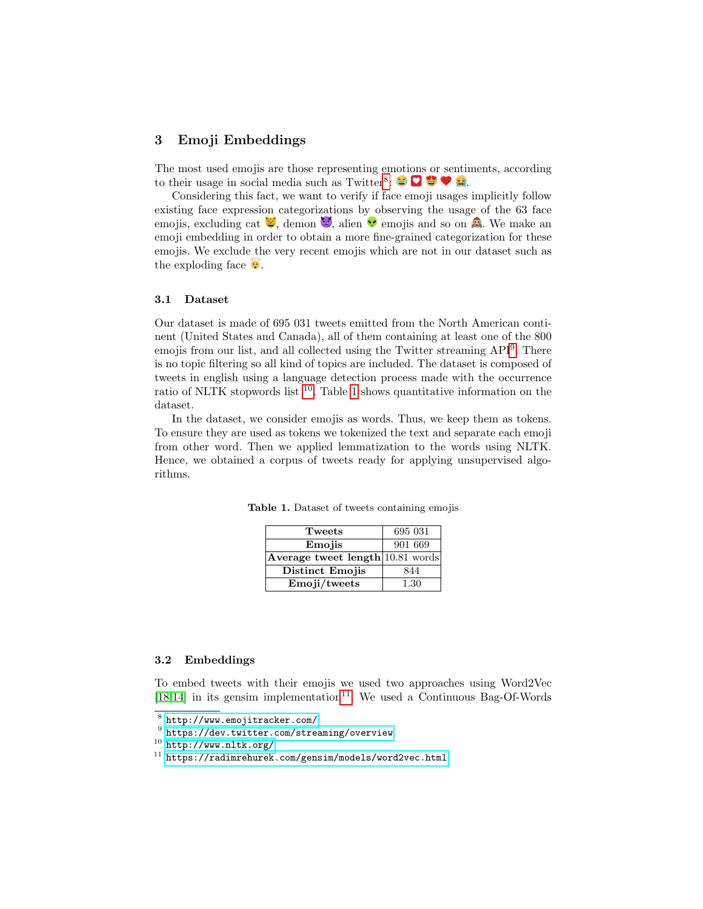## 3 Emoji Embeddings

The most used emojis are those representing emotions or sentiments, according to their usage in social media such as Twitter[8]: 😂 💌 😍 ❤️ 😭.

Considering this fact, we want to verify if face emoji usages implicitly follow existing face expression categorizations by observing the usage of the 63 face emojis, excluding cat 😸, demon 😈, alien 👽 emojis and so on 🙆. We make an emoji embedding in order to obtain a more fine-grained categorization for these emojis. We exclude the very recent emojis which are not in our dataset such as the exploding face 🤯.

### 3.1 Dataset

Our dataset is made of 695 031 tweets emitted from the North American continent (United States and Canada), all of them containing at least one of the 800 emojis from our list, and all collected using the Twitter streaming API[9]. There is no topic filtering so all kind of topics are included. The dataset is composed of tweets in english using a language detection process made with the occurrence ratio of NLTK stopwords list [10]. Table 1 shows quantitative information on the dataset.

In the dataset, we consider emojis as words. Thus, we keep them as tokens. To ensure they are used as tokens we tokenized the text and separate each emoji from other word. Then we applied lemmatization to the words using NLTK. Hence, we obtained a corpus of tweets ready for applying unsupervised algorithms.

**Table 1.** Dataset of tweets containing emojis

| | |
|---|---|
| **Tweets** | 695 031 |
| **Emojis** | 901 669 |
| **Average tweet length** | 10.81 words |
| **Distinct Emojis** | 844 |
| **Emoji/tweets** | 1.30 |

### 3.2 Embeddings

To embed tweets with their emojis we used two approaches using Word2Vec [18,14] in its gensim implementation[11]. We used a Continuous Bag-Of-Words

---

[8] http://www.emojitracker.com/
[9] https://dev.twitter.com/streaming/overview
[10] http://www.nltk.org/
[11] https://radimrehurek.com/gensim/models/word2vec.html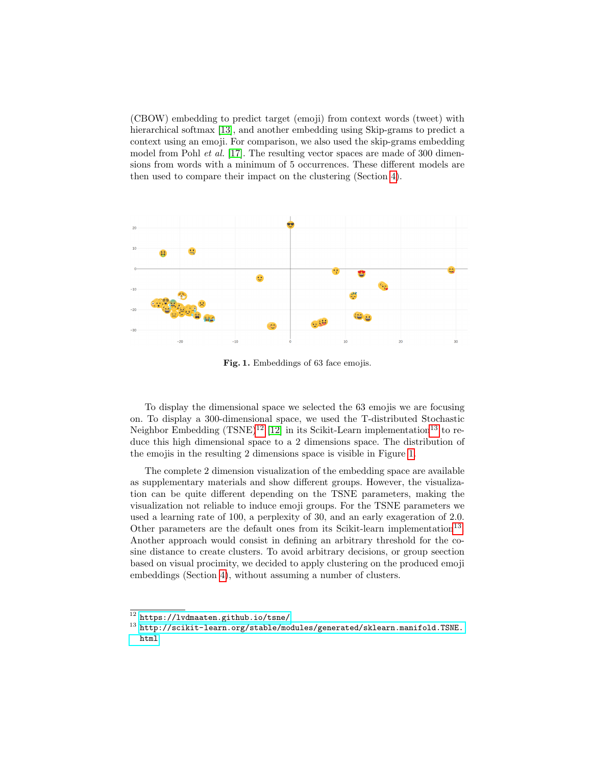(CBOW) embedding to predict target (emoji) from context words (tweet) with hierarchical softmax [13], and another embedding using Skip-grams to predict a context using an emoji. For comparison, we also used the skip-grams embedding model from Pohl *et al.* [17]. The resulting vector spaces are made of 300 dimensions from words with a minimum of 5 occurrences. These different models are then used to compare their impact on the clustering (Section 4).

**Fig. 1.** Embeddings of 63 face emojis.

To display the dimensional space we selected the 63 emojis we are focusing on. To display a 300-dimensional space, we used the T-distributed Stochastic Neighbor Embedding (TSNE)[12] [12] in its Scikit-Learn implementation[13] to reduce this high dimensional space to a 2 dimensions space. The distribution of the emojis in the resulting 2 dimensions space is visible in Figure 1.

The complete 2 dimension visualization of the embedding space are available as supplementary materials and show different groups. However, the visualization can be quite different depending on the TSNE parameters, making the visualization not reliable to induce emoji groups. For the TSNE parameters we used a learning rate of 100, a perplexity of 30, and an early exageration of 2.0. Other parameters are the default ones from its Scikit-learn implementation[13]. Another approach would consist in defining an arbitrary threshold for the cosine distance to create clusters. To avoid arbitrary decisions, or group seection based on visual procimity, we decided to apply clustering on the produced emoji embeddings (Section 4), without assuming a number of clusters.

---

[12] https://lvdmaaten.github.io/tsne/

[13] http://scikit-learn.org/stable/modules/generated/sklearn.manifold.TSNE.html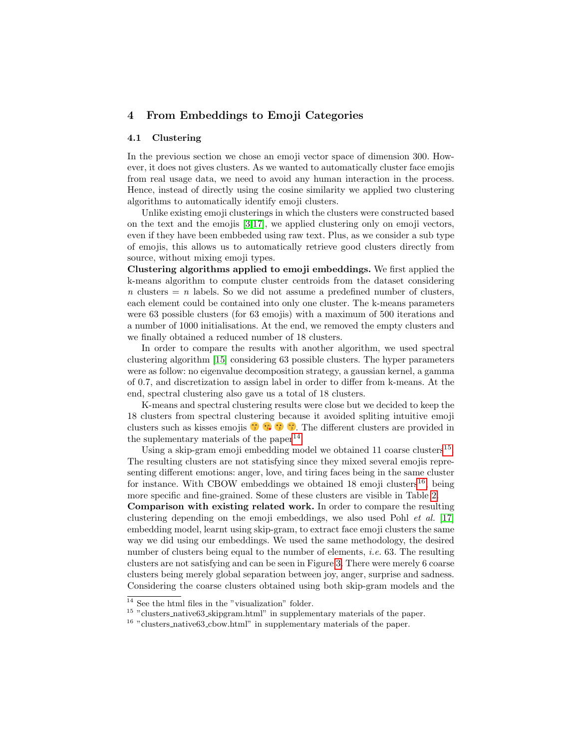## 4 From Embeddings to Emoji Categories

### 4.1 Clustering

In the previous section we chose an emoji vector space of dimension 300. However, it does not gives clusters. As we wanted to automatically cluster face emojis from real usage data, we need to avoid any human interaction in the process. Hence, instead of directly using the cosine similarity we applied two clustering algorithms to automatically identify emoji clusters.

Unlike existing emoji clusterings in which the clusters were constructed based on the text and the emojis [3,17], we applied clustering only on emoji vectors, even if they have been embbeded using raw text. Plus, as we consider a sub type of emojis, this allows us to automatically retrieve good clusters directly from source, without mixing emoji types.

**Clustering algorithms applied to emoji embeddings.** We first applied the k-means algorithm to compute cluster centroids from the dataset considering $n$ clusters $= n$ labels. So we did not assume a predefined number of clusters, each element could be contained into only one cluster. The k-means parameters were 63 possible clusters (for 63 emojis) with a maximum of 500 iterations and a number of 1000 initialisations. At the end, we removed the empty clusters and we finally obtained a reduced number of 18 clusters.

In order to compare the results with another algorithm, we used spectral clustering algorithm [15] considering 63 possible clusters. The hyper parameters were as follow: no eigenvalue decomposition strategy, a gaussian kernel, a gamma of 0.7, and discretization to assign label in order to differ from k-means. At the end, spectral clustering also gave us a total of 18 clusters.

K-means and spectral clustering results were close but we decided to keep the 18 clusters from spectral clustering because it avoided spliting intuitive emoji clusters such as kisses emojis 😙 😘 😗 😚. The different clusters are provided in the suplementary materials of the paper[14].

Using a skip-gram emoji embedding model we obtained 11 coarse clusters[15]. The resulting clusters are not statisfying since they mixed several emojis representing different emotions: anger, love, and tiring faces being in the same cluster for instance. With CBOW embeddings we obtained 18 emoji clusters[16], being more specific and fine-grained. Some of these clusters are visible in Table 2.

**Comparison with existing related work.** In order to compare the resulting clustering depending on the emoji embeddings, we also used Pohl *et al.* [17] embedding model, learnt using skip-gram, to extract face emoji clusters the same way we did using our embeddings. We used the same methodology, the desired number of clusters being equal to the number of elements, *i.e.* 63. The resulting clusters are not satisfying and can be seen in Figure 3. There were merely 6 coarse clusters being merely global separation between joy, anger, surprise and sadness. Considering the coarse clusters obtained using both skip-gram models and the

[14] See the html files in the "visualization" folder.

[15] "clusters_native63_skipgram.html" in supplementary materials of the paper.

[16] "clusters_native63_cbow.html" in supplementary materials of the paper.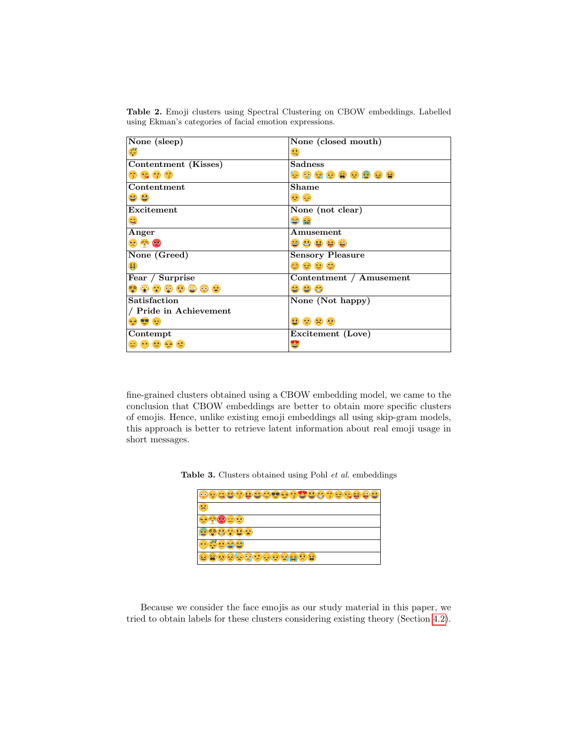**Table 2.** Emoji clusters using Spectral Clustering on CBOW embeddings. Labelled using Ekman's categories of facial emotion expressions.

| | |
|---|---|
| **None (sleep)**<br>😴 | **None (closed mouth)**<br>🤐 |
| **Contentment (Kisses)**<br>😚 😘 😗 😙 | **Sadness**<br>😓 😢 😪 😟 😩 😣 😰 😖 😫 |
| **Contentment**<br>😀 😃 | **Shame**<br>😞 😔 |
| **Excitement**<br>😋 | **None (not clear)**<br>😂 😭 |
| **Anger**<br>😠 😤 😡 | **Amusement**<br>😅 😬 😛 😝 😜 |
| **None (Greed)**<br>🤑 | **Sensory Pleasure**<br>☺️ 😌 🙂 😊 |
| **Fear / Surprise**<br>😵 😱 😮 😲 😯 😨 😳 😦 | **Contentment / Amusement**<br>😄 😆 😁 |
| **Satisfaction / Pride in Achievement**<br>😏 😎 😉 | **None (Not happy)**<br>😬 🙁 ☹️ 😟 |
| **Contempt**<br>😑 😶 😐 😒 😕 | **Excitement (Love)**<br>😍 |

fine-grained clusters obtained using a CBOW embedding model, we came to the conclusion that CBOW embeddings are better to obtain more specific clusters of emojis. Hence, unlike existing emoji embeddings all using skip-gram models, this approach is better to retrieve latent information about real emoji usage in short messages.

**Table 3.** Clusters obtained using Pohl *et al.* embeddings

| |
|---|
| 😳😉😊😆😙😛😄😊😎😏😗😍😃😁😙😌😘😝😜😀 |
| ☹️ |
| 😒😤😡😑😠 |
| 😰😵😬😮😃😦 |
| 😶😴😐😂😅 |
| 😖😩😣😫😓😢😕😔😥😪😭😟😫 |

Because we consider the face emojis as our study material in this paper, we tried to obtain labels for these clusters considering existing theory (Section 4.2).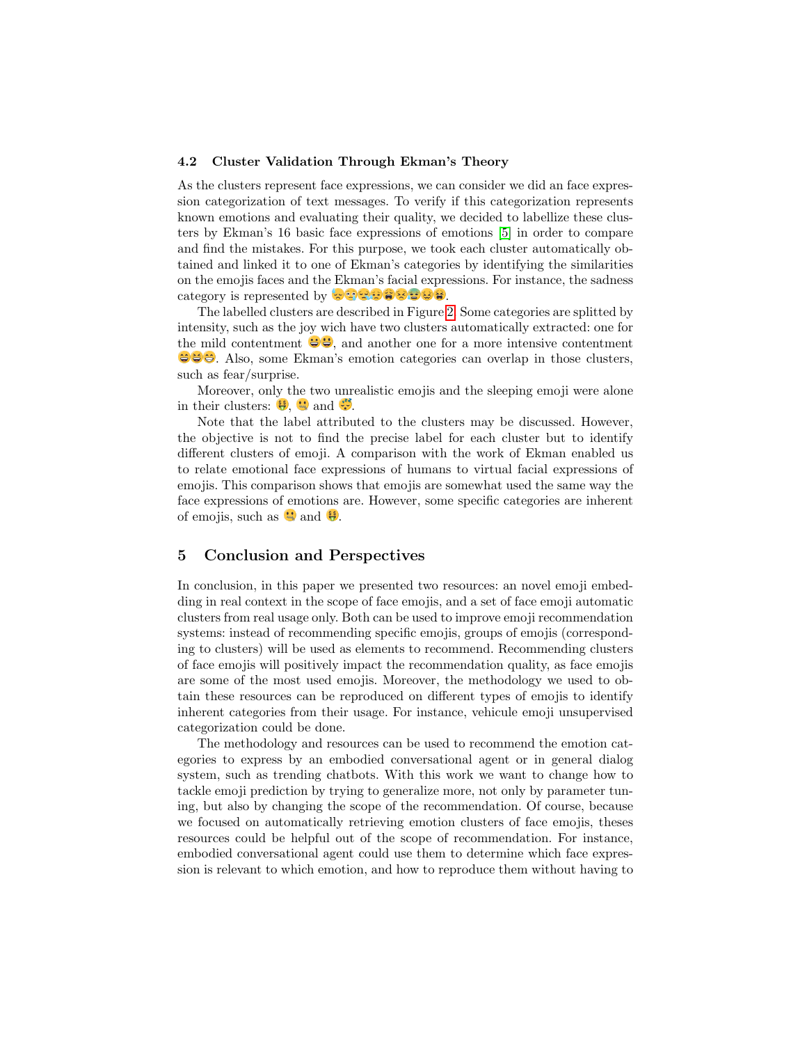### 4.2 Cluster Validation Through Ekman's Theory

As the clusters represent face expressions, we can consider we did an face expression categorization of text messages. To verify if this categorization represents known emotions and evaluating their quality, we decided to labellize these clusters by Ekman's 16 basic face expressions of emotions [5] in order to compare and find the mistakes. For this purpose, we took each cluster automatically obtained and linked it to one of Ekman's categories by identifying the similarities on the emojis faces and the Ekman's facial expressions. For instance, the sadness category is represented by 😞😰😪😥😭😣😓😖😫.

The labelled clusters are described in Figure 2. Some categories are splitted by intensity, such as the joy wich have two clusters automatically extracted: one for the mild contentment 😀😃, and another one for a more intensive contentment 😄😆😁. Also, some Ekman's emotion categories can overlap in those clusters, such as fear/surprise.

Moreover, only the two unrealistic emojis and the sleeping emoji were alone in their clusters: 🤑, 🤐 and 😴.

Note that the label attributed to the clusters may be discussed. However, the objective is not to find the precise label for each cluster but to identify different clusters of emoji. A comparison with the work of Ekman enabled us to relate emotional face expressions of humans to virtual facial expressions of emojis. This comparison shows that emojis are somewhat used the same way the face expressions of emotions are. However, some specific categories are inherent of emojis, such as 🤐 and 🤑.

## 5 Conclusion and Perspectives

In conclusion, in this paper we presented two resources: an novel emoji embedding in real context in the scope of face emojis, and a set of face emoji automatic clusters from real usage only. Both can be used to improve emoji recommendation systems: instead of recommending specific emojis, groups of emojis (corresponding to clusters) will be used as elements to recommend. Recommending clusters of face emojis will positively impact the recommendation quality, as face emojis are some of the most used emojis. Moreover, the methodology we used to obtain these resources can be reproduced on different types of emojis to identify inherent categories from their usage. For instance, vehicule emoji unsupervised categorization could be done.

The methodology and resources can be used to recommend the emotion categories to express by an embodied conversational agent or in general dialog system, such as trending chatbots. With this work we want to change how to tackle emoji prediction by trying to generalize more, not only by parameter tuning, but also by changing the scope of the recommendation. Of course, because we focused on automatically retrieving emotion clusters of face emojis, theses resources could be helpful out of the scope of recommendation. For instance, embodied conversational agent could use them to determine which face expression is relevant to which emotion, and how to reproduce them without having to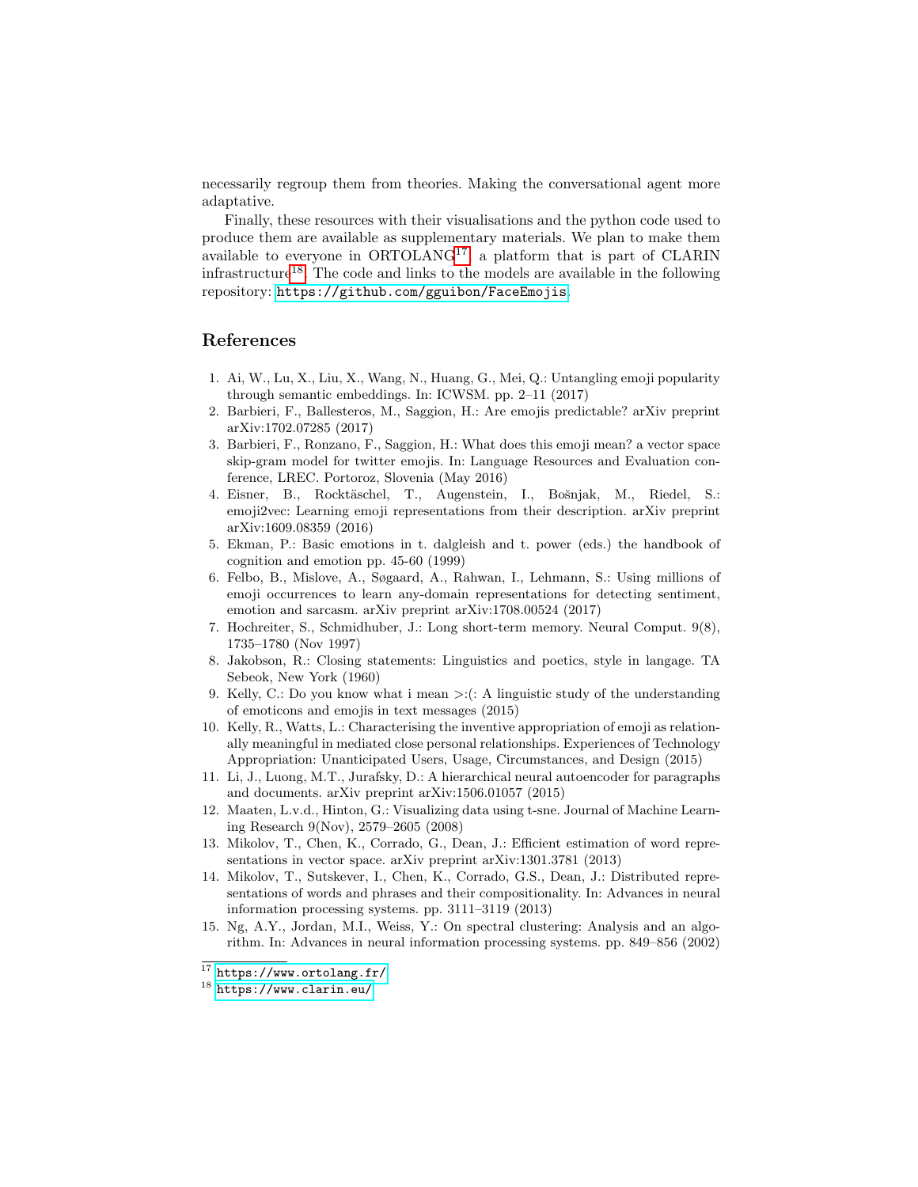necessarily regroup them from theories. Making the conversational agent more adaptative.

Finally, these resources with their visualisations and the python code used to produce them are available as supplementary materials. We plan to make them available to everyone in ORTOLANG[17], a platform that is part of CLARIN infrastructure[18]. The code and links to the models are available in the following repository: https://github.com/gguibon/FaceEmojis.

## References

1. Ai, W., Lu, X., Liu, X., Wang, N., Huang, G., Mei, Q.: Untangling emoji popularity through semantic embeddings. In: ICWSM. pp. 2–11 (2017)
2. Barbieri, F., Ballesteros, M., Saggion, H.: Are emojis predictable? arXiv preprint arXiv:1702.07285 (2017)
3. Barbieri, F., Ronzano, F., Saggion, H.: What does this emoji mean? a vector space skip-gram model for twitter emojis. In: Language Resources and Evaluation conference, LREC. Portoroz, Slovenia (May 2016)
4. Eisner, B., Rocktäschel, T., Augenstein, I., Bošnjak, M., Riedel, S.: emoji2vec: Learning emoji representations from their description. arXiv preprint arXiv:1609.08359 (2016)
5. Ekman, P.: Basic emotions in t. dalgleish and t. power (eds.) the handbook of cognition and emotion pp. 45-60 (1999)
6. Felbo, B., Mislove, A., Søgaard, A., Rahwan, I., Lehmann, S.: Using millions of emoji occurrences to learn any-domain representations for detecting sentiment, emotion and sarcasm. arXiv preprint arXiv:1708.00524 (2017)
7. Hochreiter, S., Schmidhuber, J.: Long short-term memory. Neural Comput. 9(8), 1735–1780 (Nov 1997)
8. Jakobson, R.: Closing statements: Linguistics and poetics, style in langage. TA Sebeok, New York (1960)
9. Kelly, C.: Do you know what i mean >:(: A linguistic study of the understanding of emoticons and emojis in text messages (2015)
10. Kelly, R., Watts, L.: Characterising the inventive appropriation of emoji as relationally meaningful in mediated close personal relationships. Experiences of Technology Appropriation: Unanticipated Users, Usage, Circumstances, and Design (2015)
11. Li, J., Luong, M.T., Jurafsky, D.: A hierarchical neural autoencoder for paragraphs and documents. arXiv preprint arXiv:1506.01057 (2015)
12. Maaten, L.v.d., Hinton, G.: Visualizing data using t-sne. Journal of Machine Learning Research 9(Nov), 2579–2605 (2008)
13. Mikolov, T., Chen, K., Corrado, G., Dean, J.: Efficient estimation of word representations in vector space. arXiv preprint arXiv:1301.3781 (2013)
14. Mikolov, T., Sutskever, I., Chen, K., Corrado, G.S., Dean, J.: Distributed representations of words and phrases and their compositionality. In: Advances in neural information processing systems. pp. 3111–3119 (2013)
15. Ng, A.Y., Jordan, M.I., Weiss, Y.: On spectral clustering: Analysis and an algorithm. In: Advances in neural information processing systems. pp. 849–856 (2002)

[17] https://www.ortolang.fr/

[18] https://www.clarin.eu/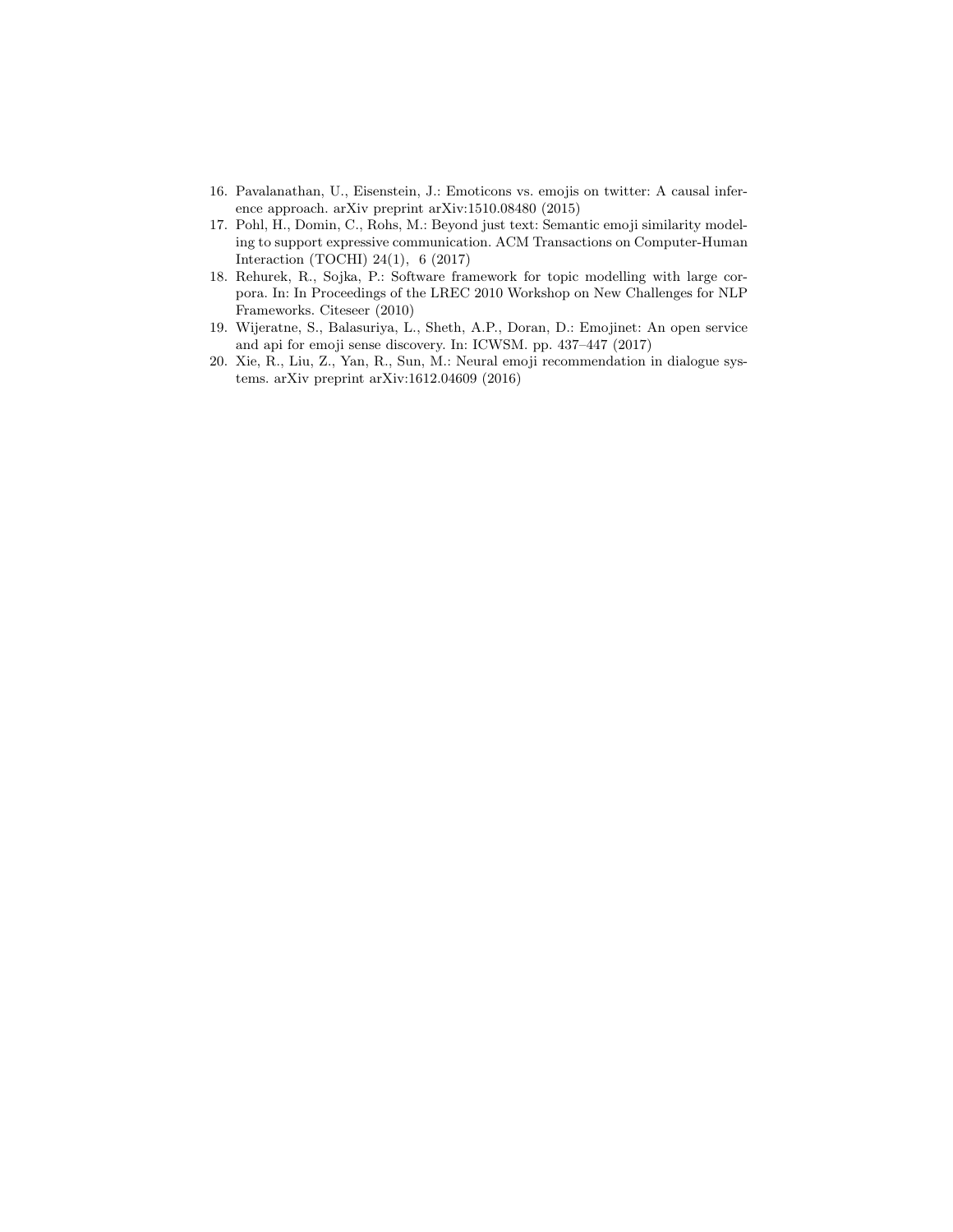16. Pavalanathan, U., Eisenstein, J.: Emoticons vs. emojis on twitter: A causal inference approach. arXiv preprint arXiv:1510.08480 (2015)
17. Pohl, H., Domin, C., Rohs, M.: Beyond just text: Semantic emoji similarity modeling to support expressive communication. ACM Transactions on Computer-Human Interaction (TOCHI) 24(1), 6 (2017)
18. Rehurek, R., Sojka, P.: Software framework for topic modelling with large corpora. In: In Proceedings of the LREC 2010 Workshop on New Challenges for NLP Frameworks. Citeseer (2010)
19. Wijeratne, S., Balasuriya, L., Sheth, A.P., Doran, D.: Emojinet: An open service and api for emoji sense discovery. In: ICWSM. pp. 437–447 (2017)
20. Xie, R., Liu, Z., Yan, R., Sun, M.: Neural emoji recommendation in dialogue systems. arXiv preprint arXiv:1612.04609 (2016)